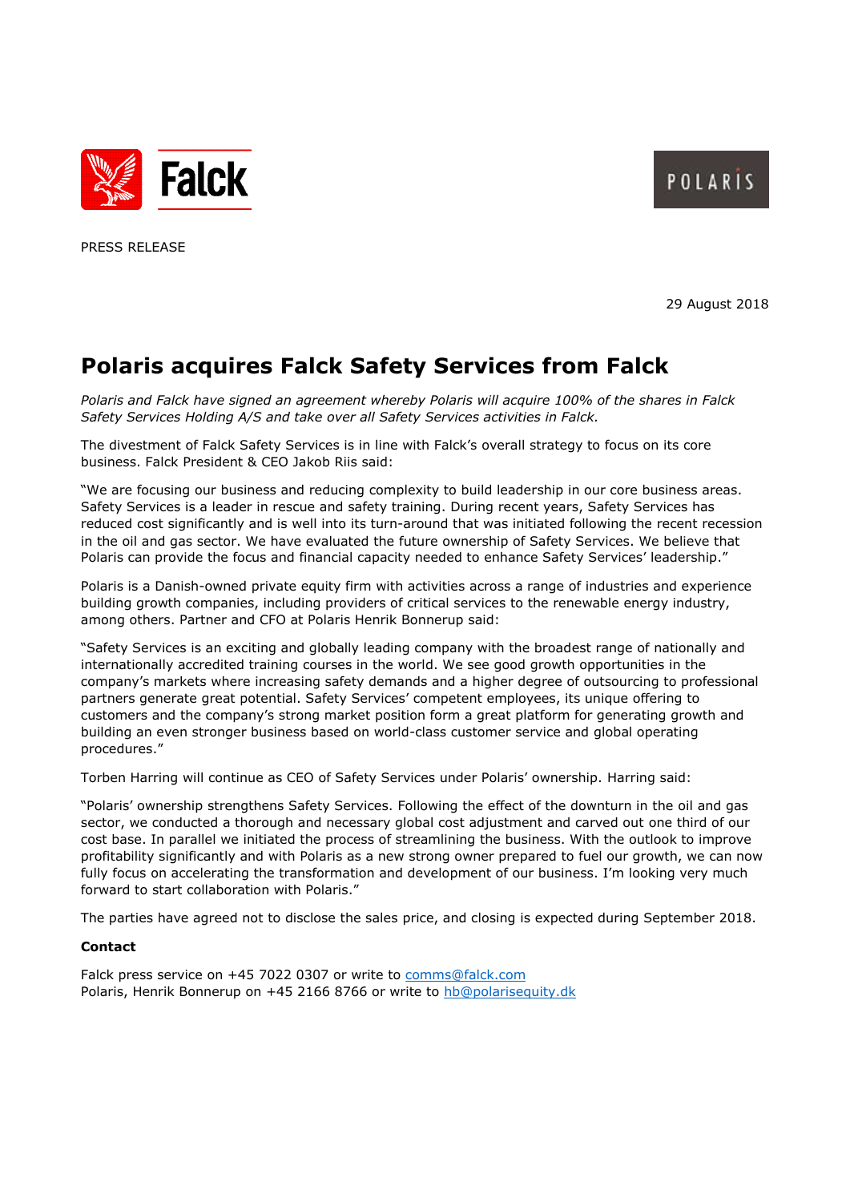PRESS RELEASE

29 August 2018

# Polaris acquires Falck Safety Services from Falck

*Polaris and Falck have signed an agreement whereby Polaris will acquire 100% of the shares in Falck Safety Services Holding A/S and take over all Safety Services activities in Falck.*

The divestment of Falck Safety Services is in line with Falck's overall strategy to focus on its core business. Falck President & CEO Jakob Riis said:

"We are focusing our business and reducing complexity to build leadership in our core business areas. Safety Services is a leader in rescue and safety training. During recent years, Safety Services has reduced cost significantly and is well into its turn-around that was initiated following the recent recession in the oil and gas sector. We have evaluated the future ownership of Safety Services. We believe that Polaris can provide the focus and financial capacity needed to enhance Safety Services' leadership."

Polaris is a Danish-owned private equity firm with activities across a range of industries and experience building growth companies, including providers of critical services to the renewable energy industry, among others. Partner and CFO at Polaris Henrik Bonnerup said:

"Safety Services is an exciting and globally leading company with the broadest range of nationally and internationally accredited training courses in the world. We see good growth opportunities in the company's markets where increasing safety demands and a higher degree of outsourcing to professional partners generate great potential. Safety Services' competent employees, its unique offering to customers and the company's strong market position form a great platform for generating growth and building an even stronger business based on world-class customer service and global operating procedures."

Torben Harring will continue as CEO of Safety Services under Polaris' ownership. Harring said:

"Polaris' ownership strengthens Safety Services. Following the effect of the downturn in the oil and gas sector, we conducted a thorough and necessary global cost adjustment and carved out one third of our cost base. In parallel we initiated the process of streamlining the business. With the outlook to improve profitability significantly and with Polaris as a new strong owner prepared to fuel our growth, we can now fully focus on accelerating the transformation and development of our business. I'm looking very much forward to start collaboration with Polaris."

The parties have agreed not to disclose the sales price, and closing is expected during September 2018.

**Contact**

Falck press service on +45 7022 0307 or write to comms@falck.com
Polaris, Henrik Bonnerup on +45 2166 8766 or write to hb@polarisequity.dk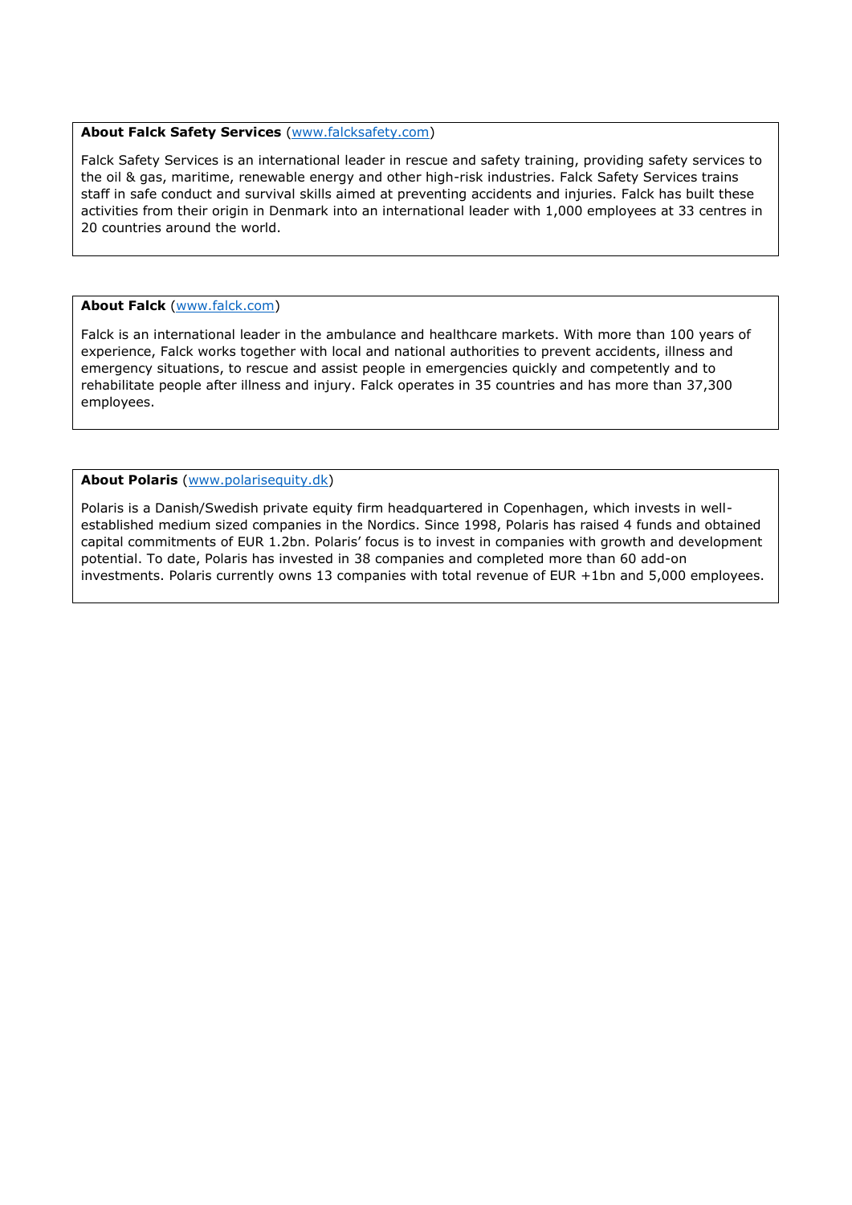**About Falck Safety Services** (www.falcksafety.com)

Falck Safety Services is an international leader in rescue and safety training, providing safety services to the oil & gas, maritime, renewable energy and other high-risk industries. Falck Safety Services trains staff in safe conduct and survival skills aimed at preventing accidents and injuries. Falck has built these activities from their origin in Denmark into an international leader with 1,000 employees at 33 centres in 20 countries around the world.

**About Falck** (www.falck.com)

Falck is an international leader in the ambulance and healthcare markets. With more than 100 years of experience, Falck works together with local and national authorities to prevent accidents, illness and emergency situations, to rescue and assist people in emergencies quickly and competently and to rehabilitate people after illness and injury. Falck operates in 35 countries and has more than 37,300 employees.

**About Polaris** (www.polarisequity.dk)

Polaris is a Danish/Swedish private equity firm headquartered in Copenhagen, which invests in well-established medium sized companies in the Nordics. Since 1998, Polaris has raised 4 funds and obtained capital commitments of EUR 1.2bn. Polaris' focus is to invest in companies with growth and development potential. To date, Polaris has invested in 38 companies and completed more than 60 add-on investments. Polaris currently owns 13 companies with total revenue of EUR +1bn and 5,000 employees.